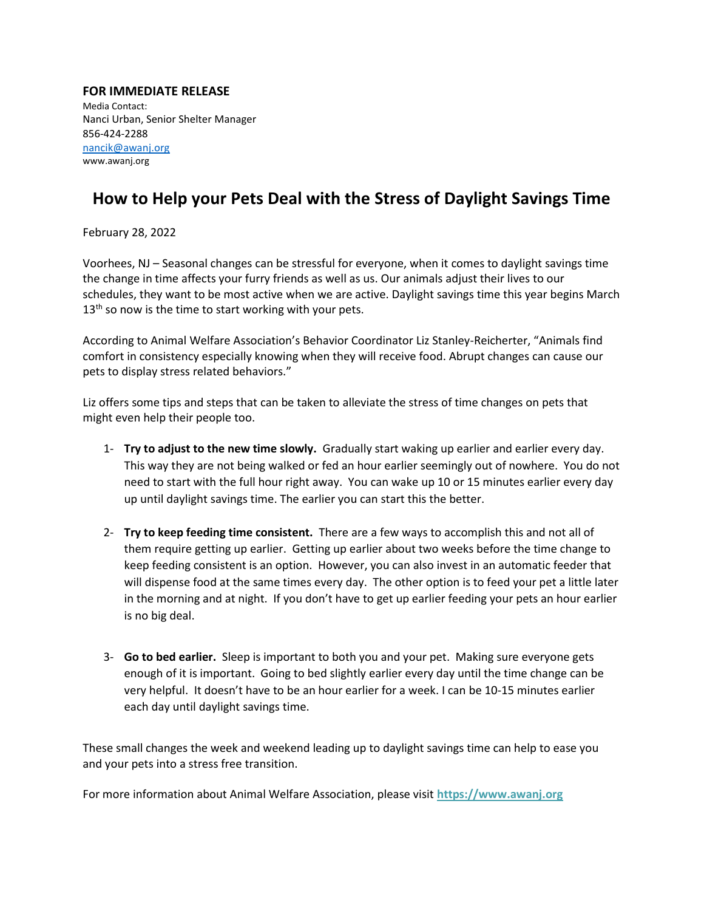**FOR IMMEDIATE RELEASE**

Media Contact:
Nanci Urban, Senior Shelter Manager
856-424-2288
nancik@awanj.org
www.awanj.org

# How to Help your Pets Deal with the Stress of Daylight Savings Time

February 28, 2022

Voorhees, NJ – Seasonal changes can be stressful for everyone, when it comes to daylight savings time the change in time affects your furry friends as well as us. Our animals adjust their lives to our schedules, they want to be most active when we are active. Daylight savings time this year begins March 13th so now is the time to start working with your pets.

According to Animal Welfare Association's Behavior Coordinator Liz Stanley-Reicherter, "Animals find comfort in consistency especially knowing when they will receive food. Abrupt changes can cause our pets to display stress related behaviors."

Liz offers some tips and steps that can be taken to alleviate the stress of time changes on pets that might even help their people too.

1- **Try to adjust to the new time slowly.** Gradually start waking up earlier and earlier every day. This way they are not being walked or fed an hour earlier seemingly out of nowhere. You do not need to start with the full hour right away. You can wake up 10 or 15 minutes earlier every day up until daylight savings time. The earlier you can start this the better.

2- **Try to keep feeding time consistent.** There are a few ways to accomplish this and not all of them require getting up earlier. Getting up earlier about two weeks before the time change to keep feeding consistent is an option. However, you can also invest in an automatic feeder that will dispense food at the same times every day. The other option is to feed your pet a little later in the morning and at night. If you don't have to get up earlier feeding your pets an hour earlier is no big deal.

3- **Go to bed earlier.** Sleep is important to both you and your pet. Making sure everyone gets enough of it is important. Going to bed slightly earlier every day until the time change can be very helpful. It doesn't have to be an hour earlier for a week. I can be 10-15 minutes earlier each day until daylight savings time.

These small changes the week and weekend leading up to daylight savings time can help to ease you and your pets into a stress free transition.

For more information about Animal Welfare Association, please visit **https://www.awanj.org**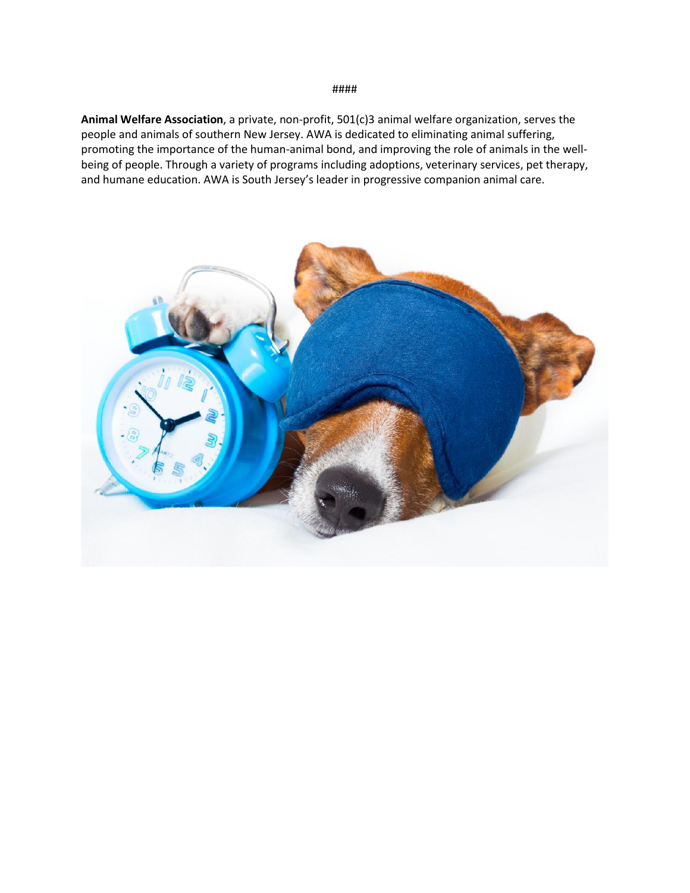####

**Animal Welfare Association**, a private, non-profit, 501(c)3 animal welfare organization, serves the people and animals of southern New Jersey. AWA is dedicated to eliminating animal suffering, promoting the importance of the human-animal bond, and improving the role of animals in the well-being of people. Through a variety of programs including adoptions, veterinary services, pet therapy, and humane education. AWA is South Jersey's leader in progressive companion animal care.